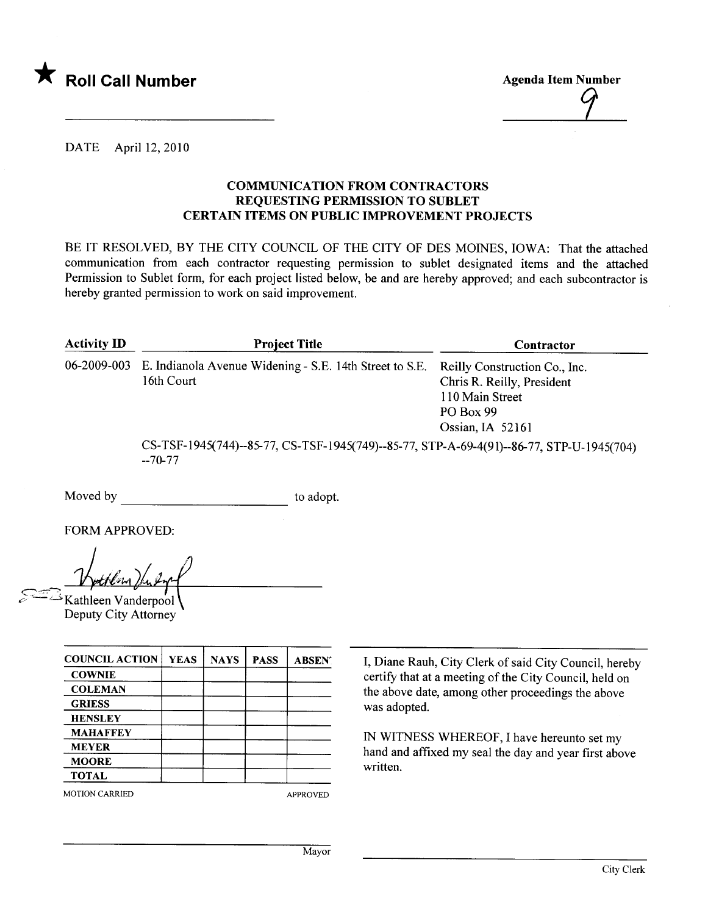★ **Roll Call Number**

**Agenda Item Number**

9

DATE April 12, 2010

**COMMUNICATION FROM CONTRACTORS REQUESTING PERMISSION TO SUBLET CERTAIN ITEMS ON PUBLIC IMPROVEMENT PROJECTS**

BE IT RESOLVED, BY THE CITY COUNCIL OF THE CITY OF DES MOINES, IOWA: That the attached communication from each contractor requesting permission to sublet designated items and the attached Permission to Sublet form, for each project listed below, be and are hereby approved; and each subcontractor is hereby granted permission to work on said improvement.

| Activity ID | Project Title | Contractor |
|---|---|---|
| 06-2009-003 | E. Indianola Avenue Widening - S.E. 14th Street to S.E. 16th Court | Reilly Construction Co., Inc.<br>Chris R. Reilly, President<br>110 Main Street<br>PO Box 99<br>Ossian, IA 52161 |
| | CS-TSF-1945(744)--85-77, CS-TSF-1945(749)--85-77, STP-A-69-4(91)--86-77, STP-U-1945(704)--70-77 | |

Moved by ______________________ to adopt.

FORM APPROVED:

Kathleen Vanderpool
Deputy City Attorney

| COUNCIL ACTION | YEAS | NAYS | PASS | ABSENT |
|---|---|---|---|---|
| COWNIE | | | | |
| COLEMAN | | | | |
| GRIESS | | | | |
| HENSLEY | | | | |
| MAHAFFEY | | | | |
| MEYER | | | | |
| MOORE | | | | |
| TOTAL | | | | |

MOTION CARRIED APPROVED

______________________
Mayor

I, Diane Rauh, City Clerk of said City Council, hereby certify that at a meeting of the City Council, held on the above date, among other proceedings the above was adopted.

IN WITNESS WHEREOF, I have hereunto set my hand and affixed my seal the day and year first above written.

______________________
City Clerk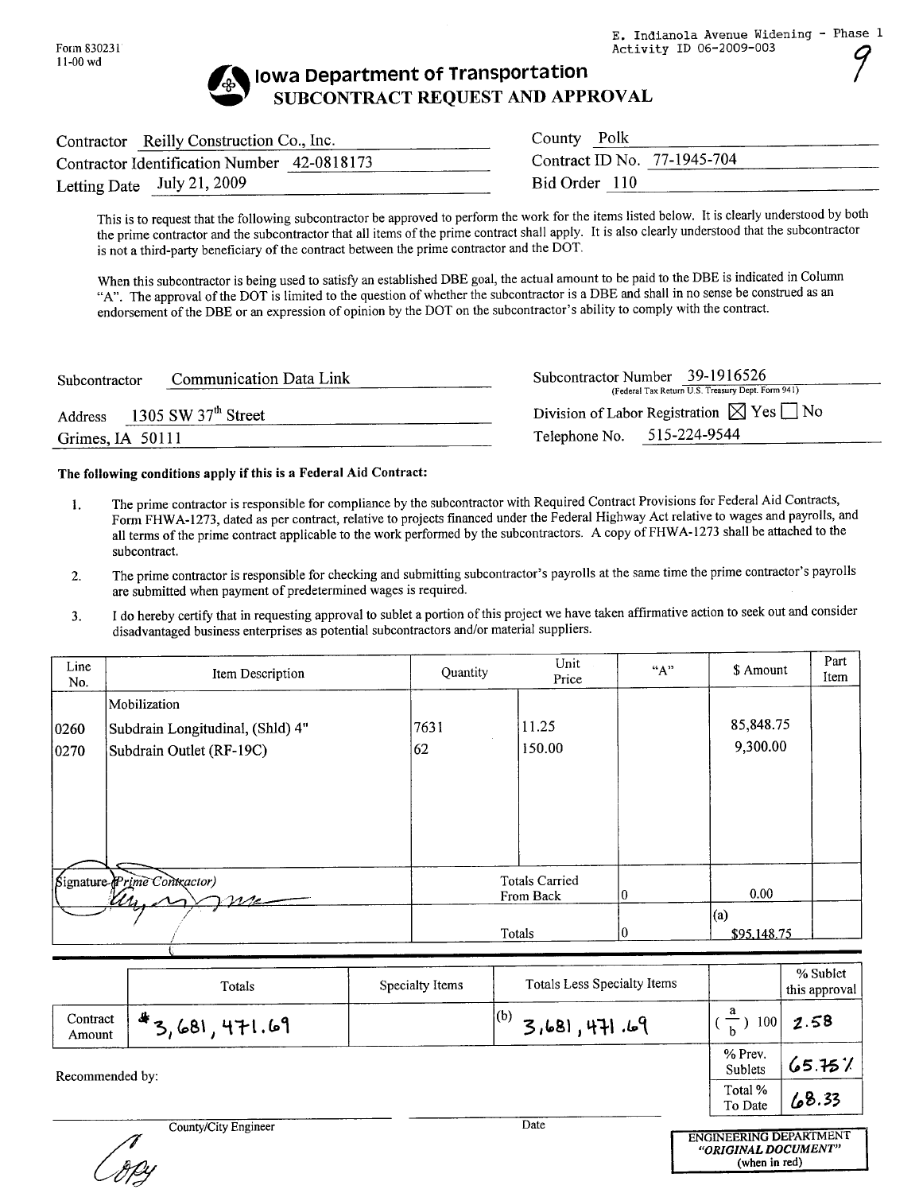Form 830231
11-00 wd

E. Indianola Avenue Widening - Phase 1
Activity ID 06-2009-003

9

# Iowa Department of Transportation
## SUBCONTRACT REQUEST AND APPROVAL

Contractor Reilly Construction Co., Inc.
Contractor Identification Number 42-0818173
Letting Date July 21, 2009

County Polk
Contract ID No. 77-1945-704
Bid Order 110

This is to request that the following subcontractor be approved to perform the work for the items listed below. It is clearly understood by both the prime contractor and the subcontractor that all items of the prime contract shall apply. It is also clearly understood that the subcontractor is not a third-party beneficiary of the contract between the prime contractor and the DOT.

When this subcontractor is being used to satisfy an established DBE goal, the actual amount to be paid to the DBE is indicated in Column "A". The approval of the DOT is limited to the question of whether the subcontractor is a DBE and shall in no sense be construed as an endorsement of the DBE or an expression of opinion by the DOT on the subcontractor's ability to comply with the contract.

Subcontractor Communication Data Link
Address 1305 SW 37th Street
Grimes, IA 50111

Subcontractor Number 39-1916526
(Federal Tax Return U.S. Treasury Dept. Form 941)
Division of Labor Registration ☒ Yes ☐ No
Telephone No. 515-224-9544

**The following conditions apply if this is a Federal Aid Contract:**

1. The prime contractor is responsible for compliance by the subcontractor with Required Contract Provisions for Federal Aid Contracts, Form FHWA-1273, dated as per contract, relative to projects financed under the Federal Highway Act relative to wages and payrolls, and all terms of the prime contract applicable to the work performed by the subcontractors. A copy of FHWA-1273 shall be attached to the subcontract.
2. The prime contractor is responsible for checking and submitting subcontractor's payrolls at the same time the prime contractor's payrolls are submitted when payment of predetermined wages is required.
3. I do hereby certify that in requesting approval to sublet a portion of this project we have taken affirmative action to seek out and consider disadvantaged business enterprises as potential subcontractors and/or material suppliers.

| Line No. | Item Description | Quantity | Unit Price | "A" | $ Amount | Part Item |
|---|---|---|---|---|---|---|
| | Mobilization | | | | | |
| 0260 | Subdrain Longitudinal, (Shld) 4" | 7631 | 11.25 | | 85,848.75 | |
| 0270 | Subdrain Outlet (RF-19C) | 62 | 150.00 | | 9,300.00 | |
| Signature (Prime Contractor) | | Totals Carried From Back | | 0 | 0.00 | |
| | | Totals | | 0 | (a) $95,148.75 | |

| | Totals | Specialty Items | Totals Less Specialty Items | | % Sublet this approval |
|---|---|---|---|---|---|
| Contract Amount | $3,681,471.69 | | (b) 3,681,471.69 | $(\frac{a}{b})$ 100 | 2.58 |
| | | | | % Prev. Sublets | 65.75% |
| | | | | Total % To Date | 68.33 |

Recommended by:

County/City Engineer

Date

Copy

ENGINEERING DEPARTMENT
*"ORIGINAL DOCUMENT"*
(when in red)